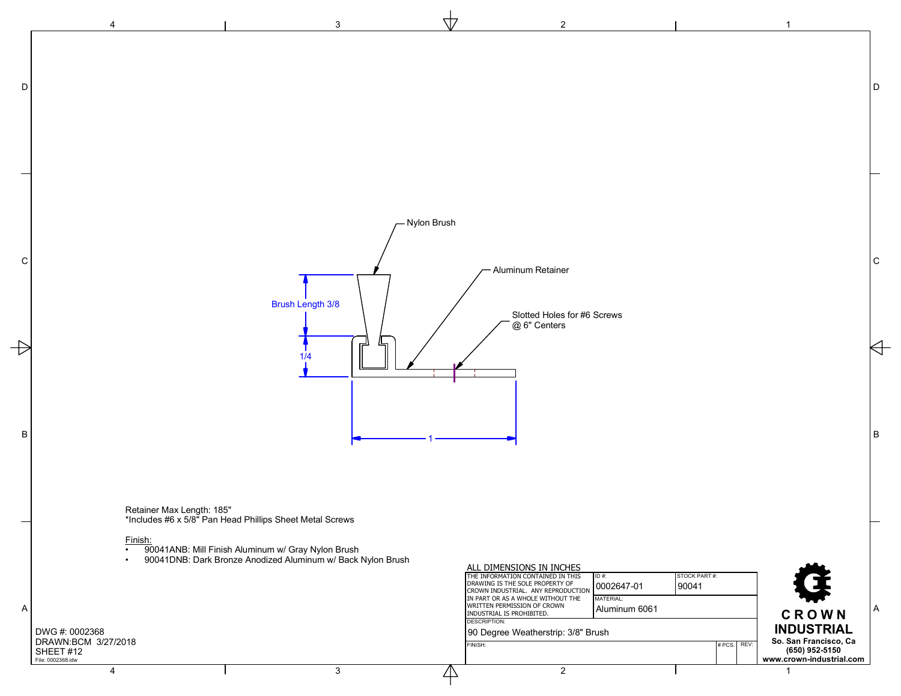Nylon Brush

Aluminum Retainer

Slotted Holes for #6 Screws @ 6" Centers

Brush Length 3/8

1/4

1

Retainer Max Length: 185"
*Includes #6 x 5/8" Pan Head Phillips Sheet Metal Screws

Finish:

- 90041ANB: Mill Finish Aluminum w/ Gray Nylon Brush
- 90041DNB: Dark Bronze Anodized Aluminum w/ Back Nylon Brush

DWG #: 0002368
DRAWN:BCM 3/27/2018
SHEET #12
File: 0002368.idw

ALL DIMENSIONS IN INCHES

| THE INFORMATION CONTAINED IN THIS DRAWING IS THE SOLE PROPERTY OF CROWN INDUSTRIAL. ANY REPRODUCTION IN PART OR AS A WHOLE WITHOUT THE WRITTEN PERMISSION OF CROWN INDUSTRIAL IS PROHIBITED. | ID #: 0002647-01 | STOCK PART #: 90041 |
| --- | --- | --- |
| | MATERIAL: Aluminum 6061 | |
| DESCRIPTION: 90 Degree Weatherstrip: 3/8" Brush | | |
| FINISH: | # PCS. | REV: |

CROWN INDUSTRIAL
So. San Francisco, Ca
(650) 952-5150
www.crown-industrial.com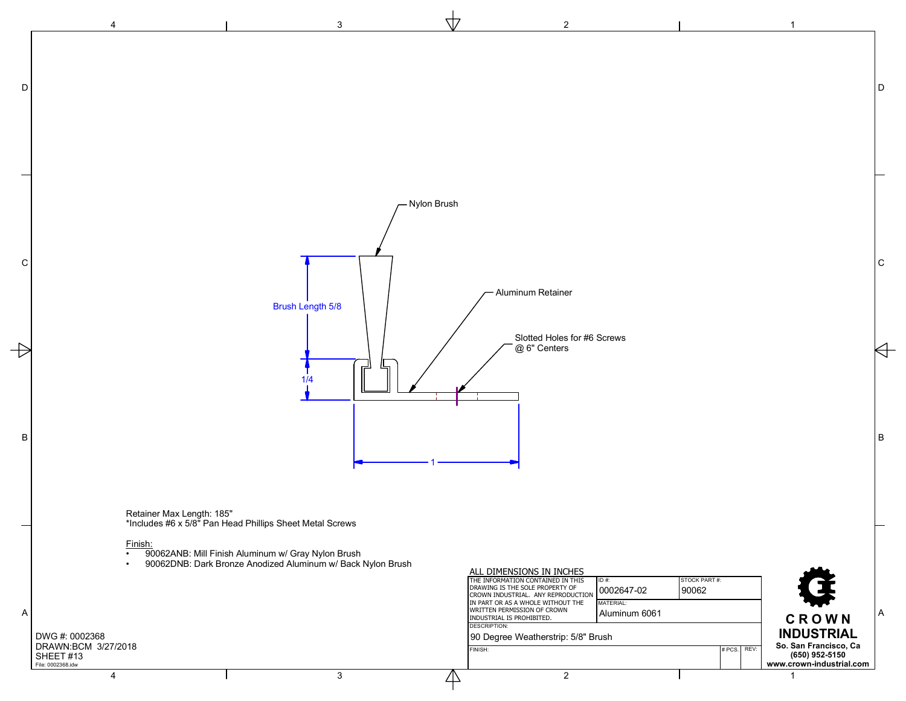Nylon Brush

Brush Length 5/8

1/4

1

Aluminum Retainer

Slotted Holes for #6 Screws
@ 6" Centers

Retainer Max Length: 185"
*Includes #6 x 5/8" Pan Head Phillips Sheet Metal Screws

Finish:

- 90062ANB: Mill Finish Aluminum w/ Gray Nylon Brush
- 90062DNB: Dark Bronze Anodized Aluminum w/ Back Nylon Brush

ALL DIMENSIONS IN INCHES

| THE INFORMATION CONTAINED IN THIS DRAWING IS THE SOLE PROPERTY OF CROWN INDUSTRIAL. ANY REPRODUCTION IN PART OR AS A WHOLE WITHOUT THE WRITTEN PERMISSION OF CROWN INDUSTRIAL IS PROHIBITED. | ID #: 0002647-02 | STOCK PART #: 90062 |
| --- | --- | --- |
| | MATERIAL: Aluminum 6061 | |
| DESCRIPTION: 90 Degree Weatherstrip: 5/8" Brush | | |
| FINISH: | # PCS. | REV: |

**CROWN INDUSTRIAL**
**So. San Francisco, Ca**
**(650) 952-5150**
**www.crown-industrial.com**

DWG #: 0002368
DRAWN:BCM 3/27/2018
SHEET #13
File: 0002368.idw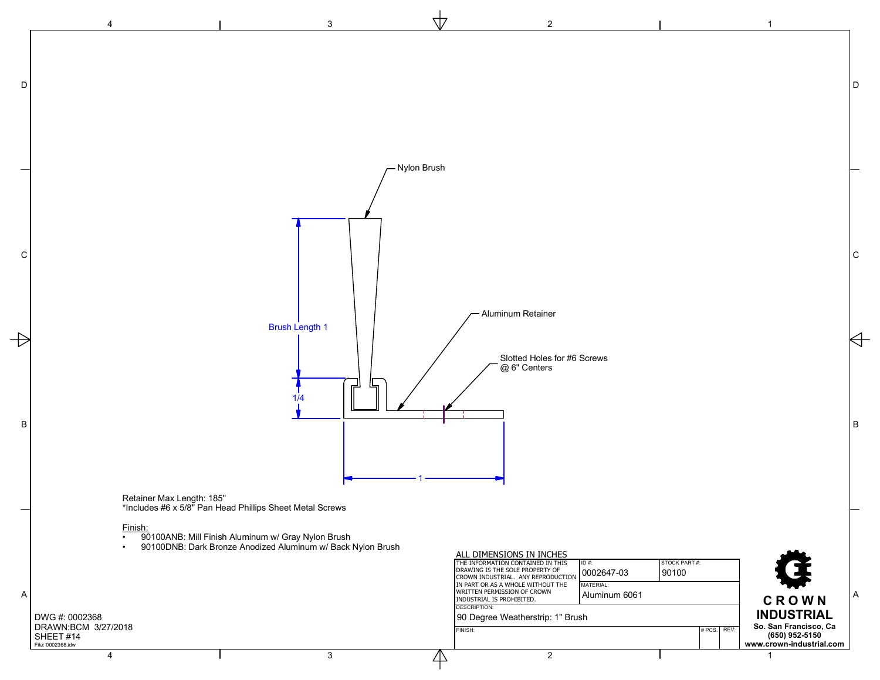Nylon Brush

Brush Length 1

Aluminum Retainer

Slotted Holes for #6 Screws
@ 6" Centers

1/4

1

Retainer Max Length: 185"
*Includes #6 x 5/8" Pan Head Phillips Sheet Metal Screws

Finish:

- 90100ANB: Mill Finish Aluminum w/ Gray Nylon Brush
- 90100DNB: Dark Bronze Anodized Aluminum w/ Back Nylon Brush

ALL DIMENSIONS IN INCHES

| THE INFORMATION CONTAINED IN THIS DRAWING IS THE SOLE PROPERTY OF CROWN INDUSTRIAL. ANY REPRODUCTION IN PART OR AS A WHOLE WITHOUT THE WRITTEN PERMISSION OF CROWN INDUSTRIAL IS PROHIBITED. | ID #: 0002647-03 | STOCK PART #: 90100 | | |
|---|---|---|---|---|
| | MATERIAL: Aluminum 6061 | | | |
| DESCRIPTION: 90 Degree Weatherstrip: 1" Brush | | | | |
| FINISH: | | | # PCS. | REV: |

**CROWN INDUSTRIAL**
**So. San Francisco, Ca**
**(650) 952-5150**
**www.crown-industrial.com**

DWG #: 0002368
DRAWN:BCM 3/27/2018
SHEET #14
File: 0002368.idw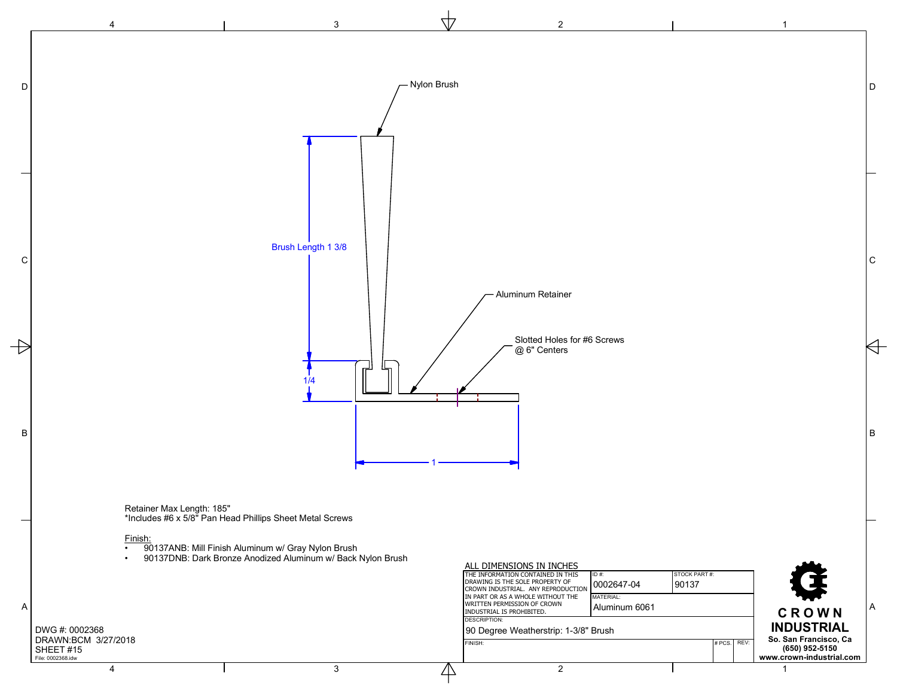Nylon Brush

Brush Length 1 3/8

Aluminum Retainer

Slotted Holes for #6 Screws
@ 6" Centers

1/4

1

Retainer Max Length: 185"
*Includes #6 x 5/8" Pan Head Phillips Sheet Metal Screws

Finish:

- 90137ANB: Mill Finish Aluminum w/ Gray Nylon Brush
- 90137DNB: Dark Bronze Anodized Aluminum w/ Back Nylon Brush

ALL DIMENSIONS IN INCHES

| | | |
|---|---|---|
| THE INFORMATION CONTAINED IN THIS DRAWING IS THE SOLE PROPERTY OF CROWN INDUSTRIAL. ANY REPRODUCTION IN PART OR AS A WHOLE WITHOUT THE WRITTEN PERMISSION OF CROWN INDUSTRIAL IS PROHIBITED. | ID #: 0002647-04 | STOCK PART #: 90137 |
| | MATERIAL: Aluminum 6061 | |
| DESCRIPTION: 90 Degree Weatherstrip: 1-3/8" Brush | | |
| FINISH: | # PCS. | REV: |

**CROWN INDUSTRIAL**
**So. San Francisco, Ca**
**(650) 952-5150**
**www.crown-industrial.com**

DWG #: 0002368
DRAWN:BCM 3/27/2018
SHEET #15
File: 0002368.idw